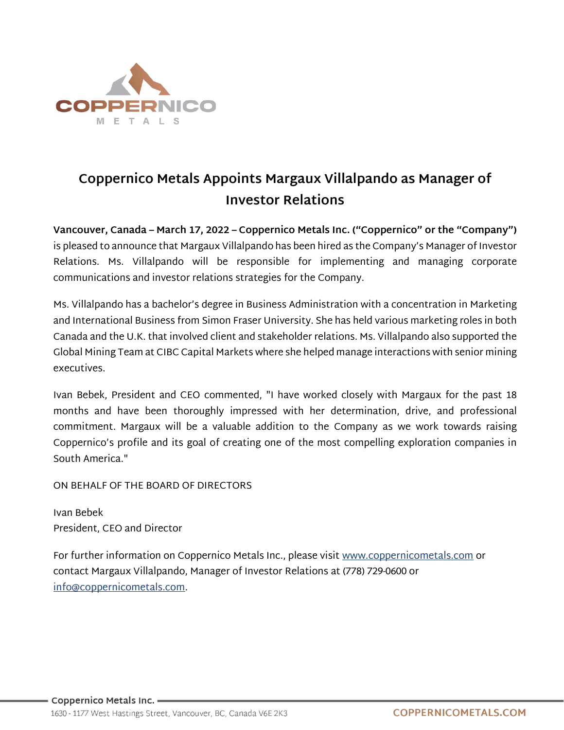# Coppernico Metals Appoints Margaux Villalpando as Manager of Investor Relations

**Vancouver, Canada – March 17, 2022 – Coppernico Metals Inc. ("Coppernico" or the "Company")** is pleased to announce that Margaux Villalpando has been hired as the Company's Manager of Investor Relations. Ms. Villalpando will be responsible for implementing and managing corporate communications and investor relations strategies for the Company.

Ms. Villalpando has a bachelor's degree in Business Administration with a concentration in Marketing and International Business from Simon Fraser University. She has held various marketing roles in both Canada and the U.K. that involved client and stakeholder relations. Ms. Villalpando also supported the Global Mining Team at CIBC Capital Markets where she helped manage interactions with senior mining executives.

Ivan Bebek, President and CEO commented, "I have worked closely with Margaux for the past 18 months and have been thoroughly impressed with her determination, drive, and professional commitment. Margaux will be a valuable addition to the Company as we work towards raising Coppernico's profile and its goal of creating one of the most compelling exploration companies in South America."

ON BEHALF OF THE BOARD OF DIRECTORS

Ivan Bebek
President, CEO and Director

For further information on Coppernico Metals Inc., please visit www.coppernicometals.com or contact Margaux Villalpando, Manager of Investor Relations at (778) 729-0600 or info@coppernicometals.com.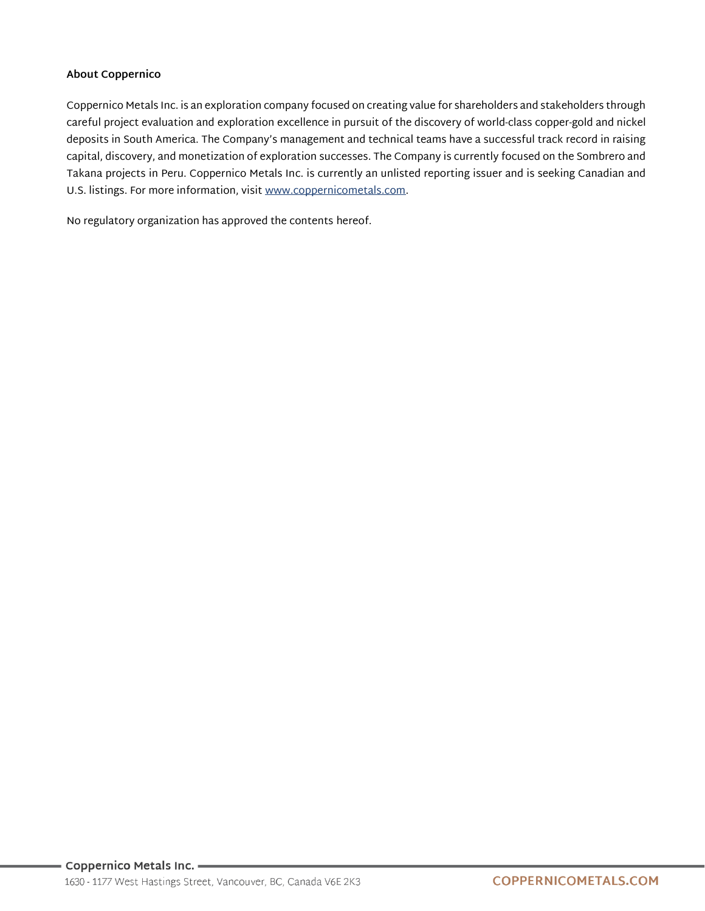**About Coppernico**

Coppernico Metals Inc. is an exploration company focused on creating value for shareholders and stakeholders through careful project evaluation and exploration excellence in pursuit of the discovery of world-class copper-gold and nickel deposits in South America. The Company's management and technical teams have a successful track record in raising capital, discovery, and monetization of exploration successes. The Company is currently focused on the Sombrero and Takana projects in Peru. Coppernico Metals Inc. is currently an unlisted reporting issuer and is seeking Canadian and U.S. listings. For more information, visit www.coppernicometals.com.

No regulatory organization has approved the contents hereof.